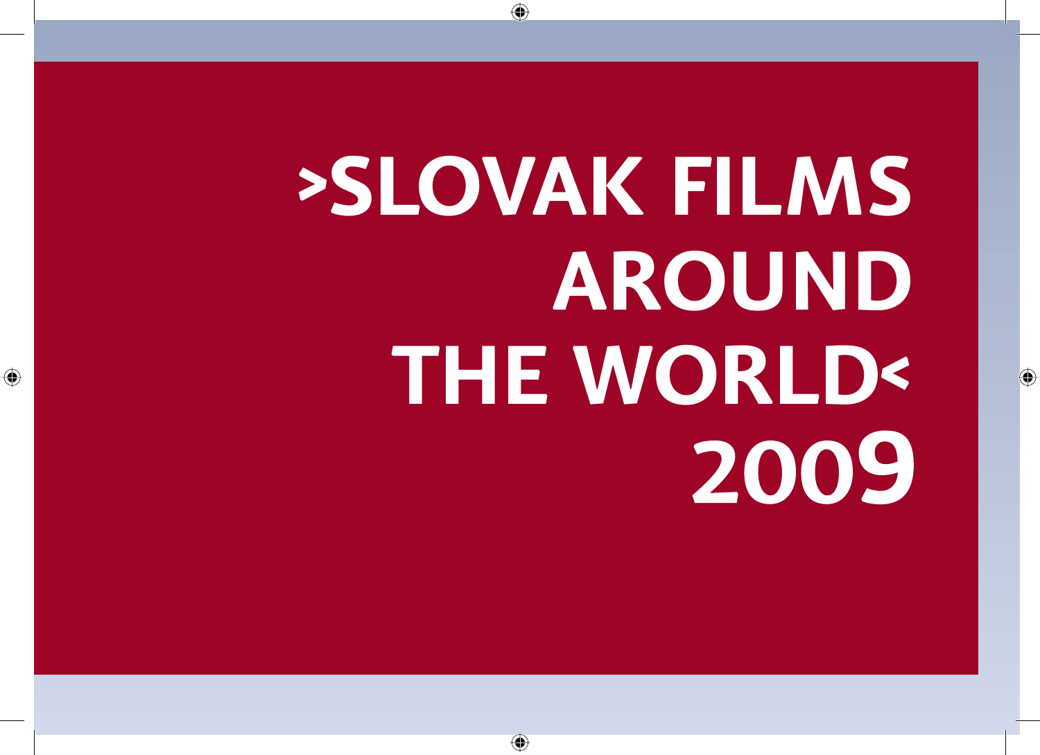# >SLOVAK FILMS AROUND THE WORLD< 2009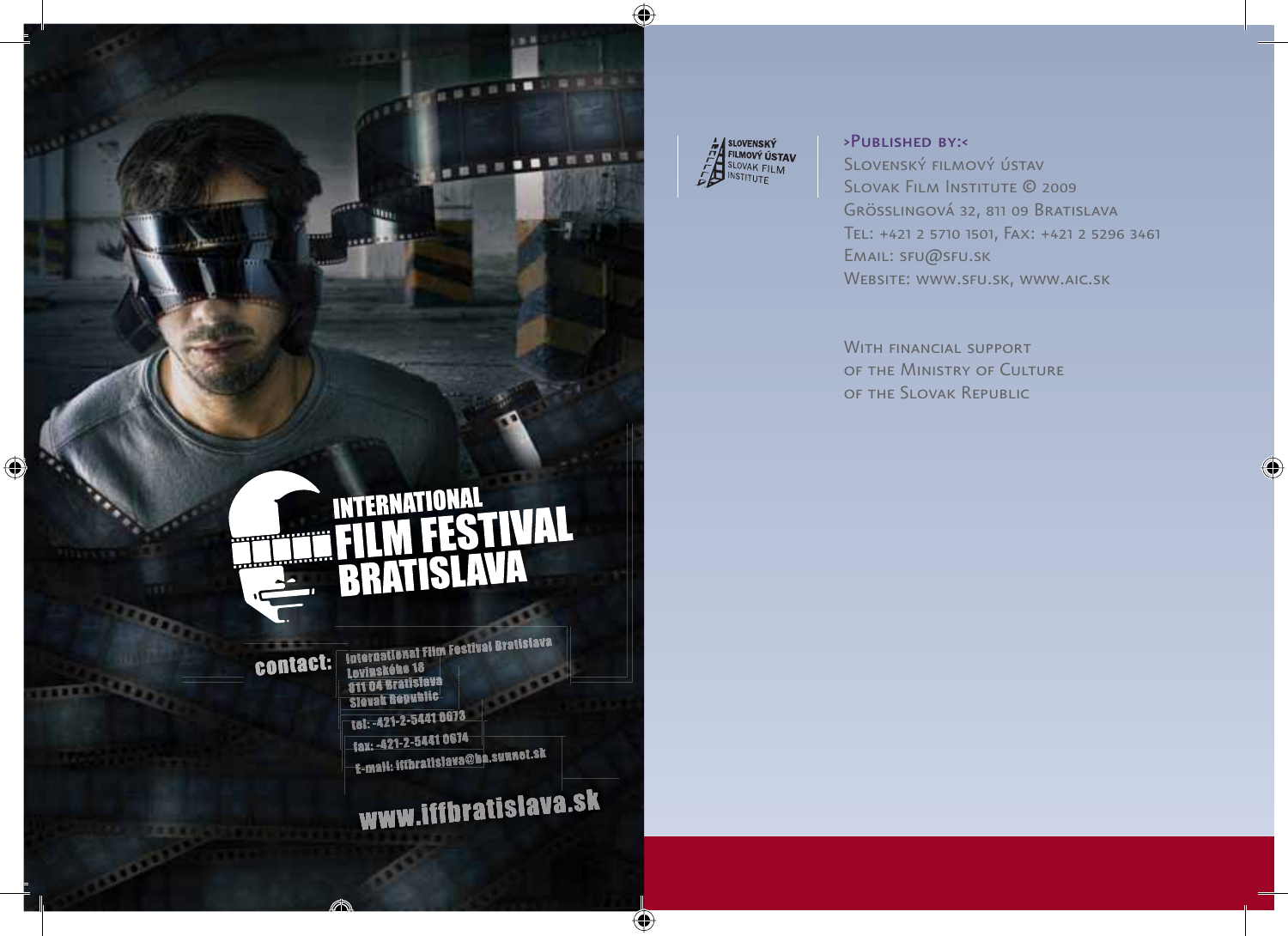# INTERNATIONAL FILM FESTIVAL BRATISLAVA

**contact:**

International Film Festival Bratislava
Lovinského 18
811 04 Bratislava
Slovak Republic

tel: -421-2-5441 0673
fax: -421-2-5441 0674
E-mail: iffbratislava@ba.sunnet.sk

www.iffbratislava.sk

SLOVENSKÝ FILMOVÝ ÚSTAV
SLOVAK FILM INSTITUTE

>Published by:<

Slovenský filmový ústav
Slovak Film Institute © 2009
Grösslingová 32, 811 09 Bratislava
Tel: +421 2 5710 1501, Fax: +421 2 5296 3461
Email: sfu@sfu.sk
Website: www.sfu.sk, www.aic.sk

With financial support
of the Ministry of Culture
of the Slovak Republic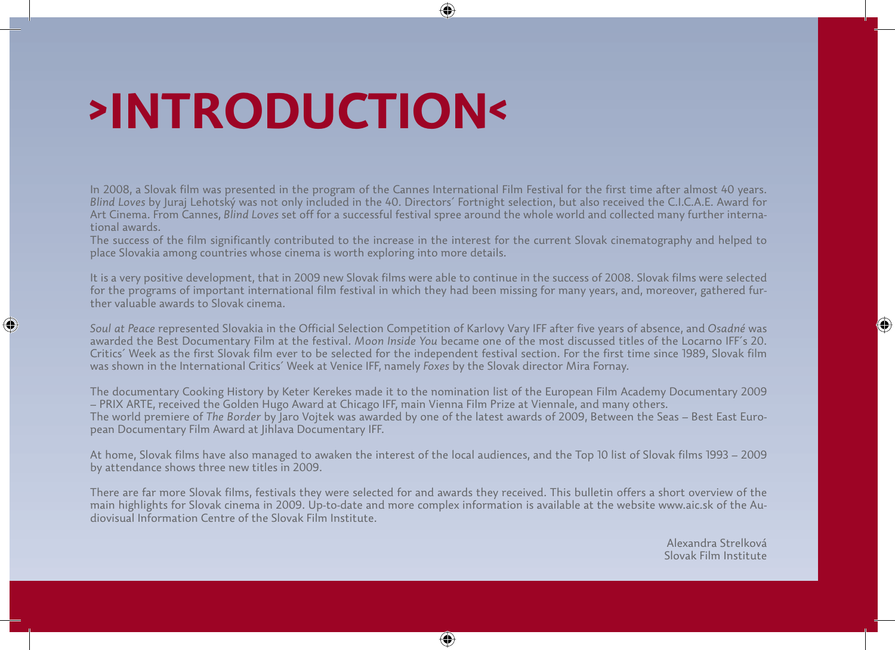# >INTRODUCTION<

In 2008, a Slovak film was presented in the program of the Cannes International Film Festival for the first time after almost 40 years. *Blind Loves* by Juraj Lehotský was not only included in the 40. Directors´ Fortnight selection, but also received the C.I.C.A.E. Award for Art Cinema. From Cannes, *Blind Loves* set off for a successful festival spree around the whole world and collected many further international awards.
The success of the film significantly contributed to the increase in the interest for the current Slovak cinematography and helped to place Slovakia among countries whose cinema is worth exploring into more details.

It is a very positive development, that in 2009 new Slovak films were able to continue in the success of 2008. Slovak films were selected for the programs of important international film festival in which they had been missing for many years, and, moreover, gathered further valuable awards to Slovak cinema.

*Soul at Peace* represented Slovakia in the Official Selection Competition of Karlovy Vary IFF after five years of absence, and *Osadné* was awarded the Best Documentary Film at the festival. *Moon Inside You* became one of the most discussed titles of the Locarno IFF´s 20. Critics´ Week as the first Slovak film ever to be selected for the independent festival section. For the first time since 1989, Slovak film was shown in the International Critics´ Week at Venice IFF, namely *Foxes* by the Slovak director Mira Fornay.

The documentary Cooking History by Keter Kerekes made it to the nomination list of the European Film Academy Documentary 2009 – PRIX ARTE, received the Golden Hugo Award at Chicago IFF, main Vienna Film Prize at Viennale, and many others.
The world premiere of *The Border* by Jaro Vojtek was awarded by one of the latest awards of 2009, Between the Seas – Best East European Documentary Film Award at Jihlava Documentary IFF.

At home, Slovak films have also managed to awaken the interest of the local audiences, and the Top 10 list of Slovak films 1993 – 2009 by attendance shows three new titles in 2009.

There are far more Slovak films, festivals they were selected for and awards they received. This bulletin offers a short overview of the main highlights for Slovak cinema in 2009. Up-to-date and more complex information is available at the website www.aic.sk of the Audiovisual Information Centre of the Slovak Film Institute.

Alexandra Strelková
Slovak Film Institute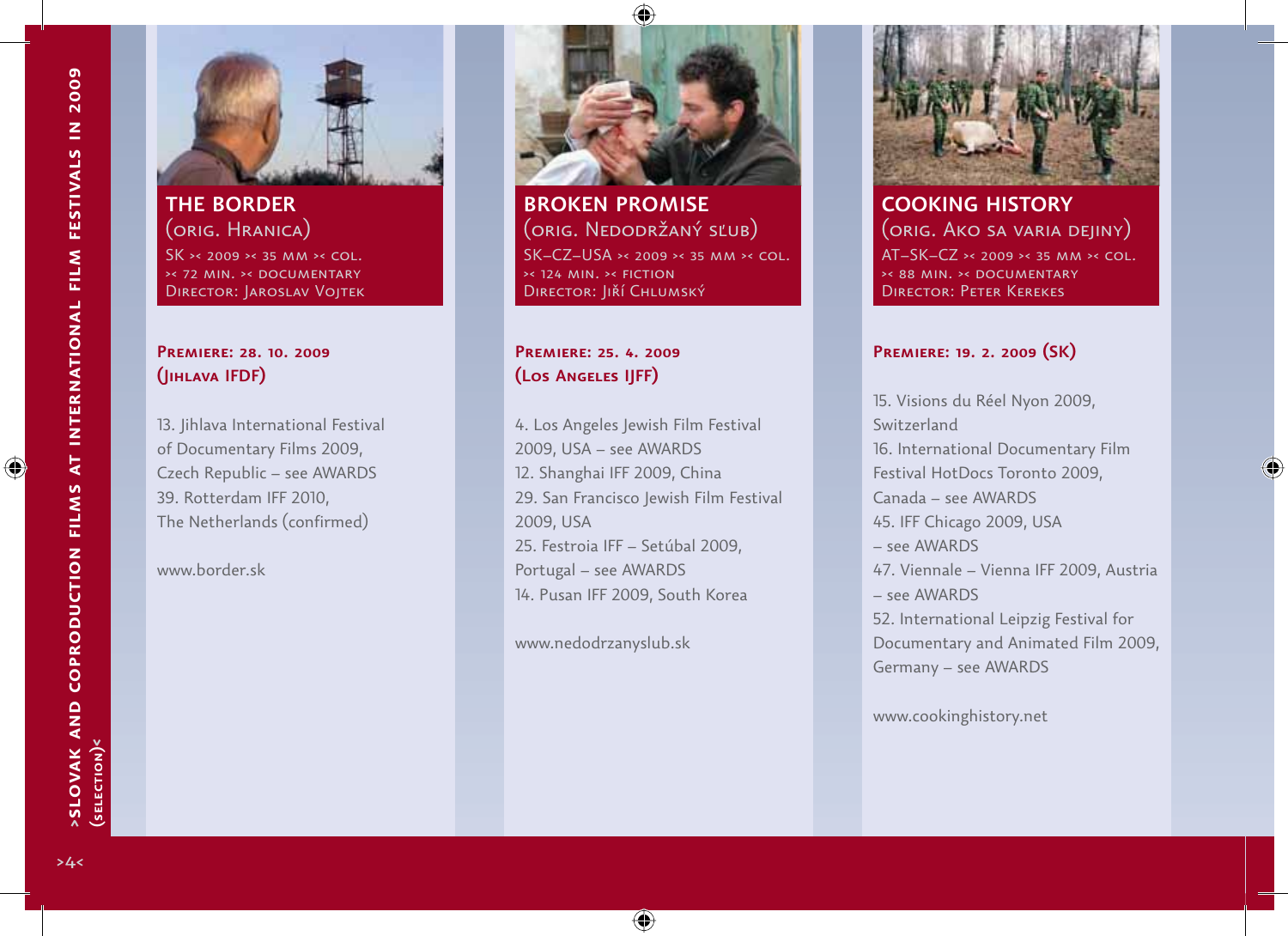# >Slovak and Coproduction Films at International Film Festivals in 2009 (Selection)<

## THE BORDER

(orig. Hranica)

SK >< 2009 >< 35 mm >< col.
>< 72 min. >< documentary
Director: Jaroslav Vojtek

**Premiere: 28. 10. 2009 (Jihlava IFDF)**

13. Jihlava International Festival of Documentary Films 2009, Czech Republic – see AWARDS
39. Rotterdam IFF 2010, The Netherlands (confirmed)

www.border.sk

## BROKEN PROMISE

(orig. Nedodržaný sľub)

SK–CZ–USA >< 2009 >< 35 mm >< col.
>< 124 min. >< fiction
Director: Jiří Chlumský

**Premiere: 25. 4. 2009 (Los Angeles IJFF)**

4. Los Angeles Jewish Film Festival 2009, USA – see AWARDS
12. Shanghai IFF 2009, China
29. San Francisco Jewish Film Festival 2009, USA
25. Festroia IFF – Setúbal 2009, Portugal – see AWARDS
14. Pusan IFF 2009, South Korea

www.nedodrzanyslub.sk

## COOKING HISTORY

(orig. Ako sa varia dejiny)

AT–SK–CZ >< 2009 >< 35 mm >< col.
>< 88 min. >< documentary
Director: Peter Kerekes

**Premiere: 19. 2. 2009 (SK)**

15. Visions du Réel Nyon 2009, Switzerland
16. International Documentary Film Festival HotDocs Toronto 2009, Canada – see AWARDS
45. IFF Chicago 2009, USA – see AWARDS
47. Viennale – Vienna IFF 2009, Austria – see AWARDS
52. International Leipzig Festival for Documentary and Animated Film 2009, Germany – see AWARDS

www.cookinghistory.net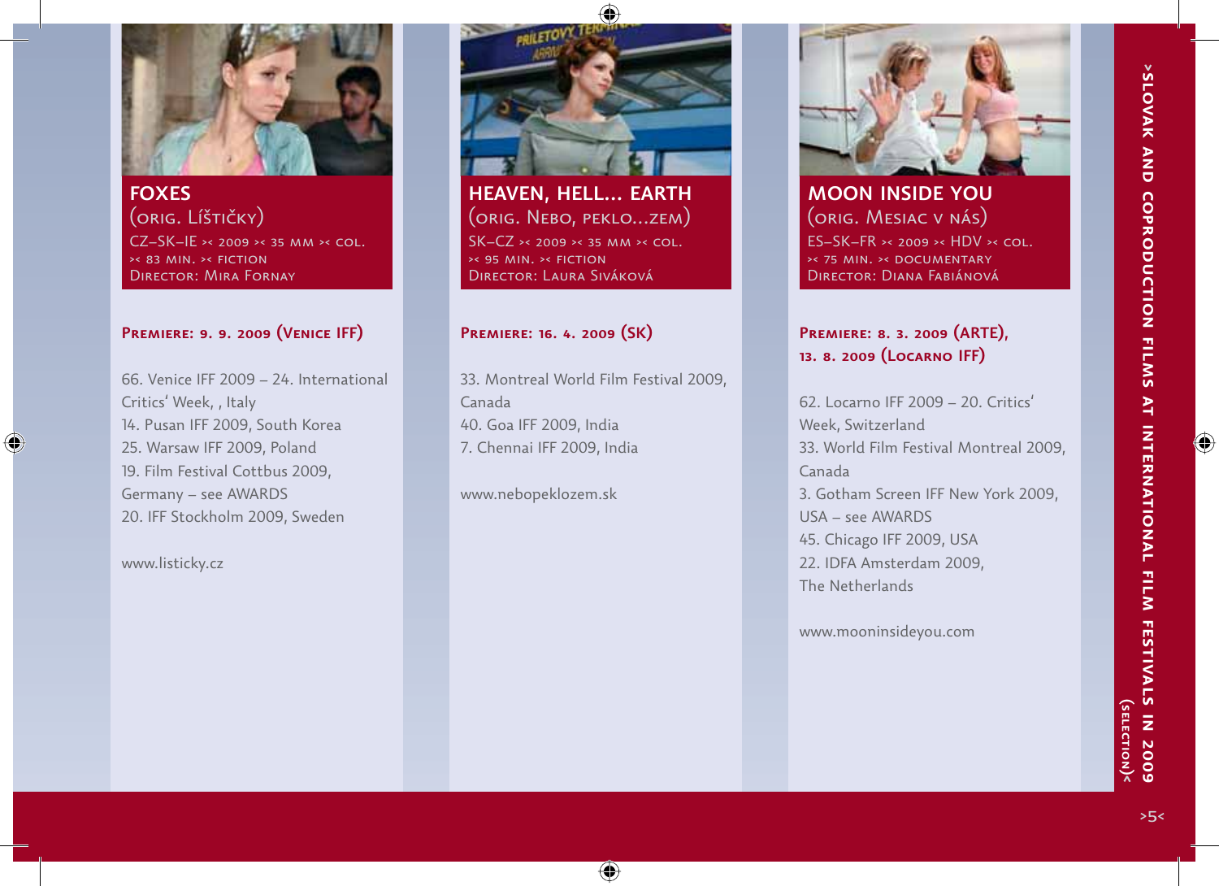## FOXES
(orig. Líštičky)

CZ–SK–IE >< 2009 >< 35 mm >< col. >< 83 min. >< fiction
Director: Mira Fornay

**Premiere: 9. 9. 2009 (Venice IFF)**

66. Venice IFF 2009 – 24. International Critics' Week, , Italy
14. Pusan IFF 2009, South Korea
25. Warsaw IFF 2009, Poland
19. Film Festival Cottbus 2009, Germany – see AWARDS
20. IFF Stockholm 2009, Sweden

www.listicky.cz

## HEAVEN, HELL... EARTH
(orig. Nebo, peklo...zem)

SK–CZ >< 2009 >< 35 mm >< col. >< 95 min. >< fiction
Director: Laura Siváková

**Premiere: 16. 4. 2009 (SK)**

33. Montreal World Film Festival 2009, Canada
40. Goa IFF 2009, India
7. Chennai IFF 2009, India

www.nebopeklozem.sk

## MOON INSIDE YOU
(orig. Mesiac v nás)

ES–SK–FR >< 2009 >< HDV >< col. >< 75 min. >< documentary
Director: Diana Fabiánová

**Premiere: 8. 3. 2009 (ARTE), 13. 8. 2009 (Locarno IFF)**

62. Locarno IFF 2009 – 20. Critics' Week, Switzerland
33. World Film Festival Montreal 2009, Canada
3. Gotham Screen IFF New York 2009, USA – see AWARDS
45. Chicago IFF 2009, USA
22. IDFA Amsterdam 2009, The Netherlands

www.mooninsideyou.com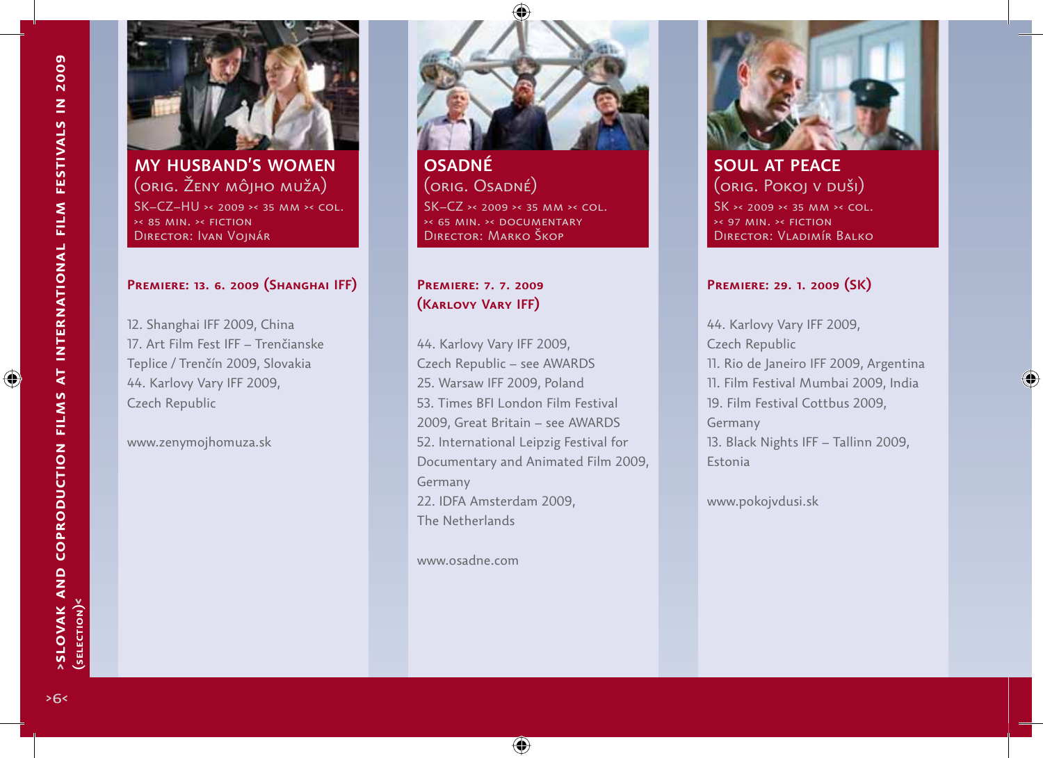# MY HUSBAND'S WOMEN

(orig. Ženy môjho muža)

SK–CZ–HU >< 2009 >< 35 mm >< col.
>< 85 min. >< fiction
Director: Ivan Vojnár

**Premiere: 13. 6. 2009 (Shanghai IFF)**

12. Shanghai IFF 2009, China
17. Art Film Fest IFF – Trenčianske Teplice / Trenčín 2009, Slovakia
44. Karlovy Vary IFF 2009, Czech Republic

www.zenymojhomuza.sk

# OSADNÉ

(orig. Osadné)

SK–CZ >< 2009 >< 35 mm >< col.
>< 65 min. >< documentary
Director: Marko Škop

**Premiere: 7. 7. 2009 (Karlovy Vary IFF)**

44. Karlovy Vary IFF 2009, Czech Republic – see AWARDS
25. Warsaw IFF 2009, Poland
53. Times BFI London Film Festival 2009, Great Britain – see AWARDS
52. International Leipzig Festival for Documentary and Animated Film 2009, Germany
22. IDFA Amsterdam 2009, The Netherlands

www.osadne.com

# SOUL AT PEACE

(orig. Pokoj v duši)

SK >< 2009 >< 35 mm >< col.
>< 97 min. >< fiction
Director: Vladimír Balko

**Premiere: 29. 1. 2009 (SK)**

44. Karlovy Vary IFF 2009, Czech Republic
11. Rio de Janeiro IFF 2009, Argentina
11. Film Festival Mumbai 2009, India
19. Film Festival Cottbus 2009, Germany
13. Black Nights IFF – Tallinn 2009, Estonia

www.pokojvdusi.sk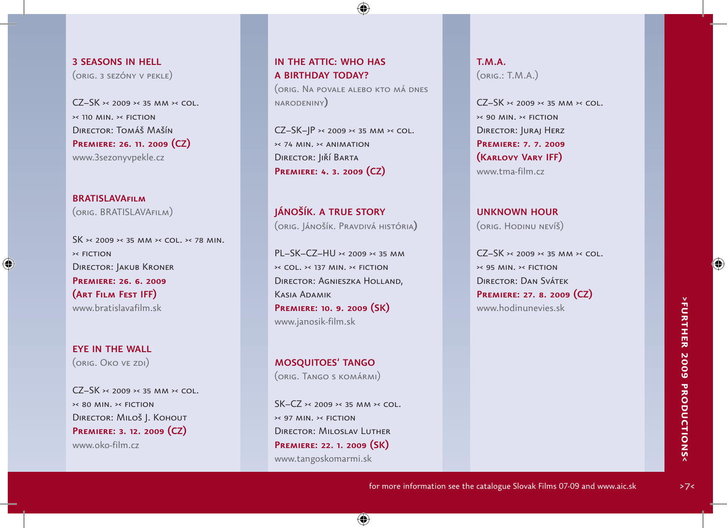## 3 SEASONS IN HELL

(ORIG. 3 SEZÓNY V PEKLE)

CZ–SK >< 2009 >< 35 MM >< COL.
>< 110 MIN. >< FICTION
DIRECTOR: TOMÁŠ MAŠÍN
**PREMIERE: 26. 11. 2009 (CZ)**
www.3sezonyvpekle.cz

## BRATISLAVAFILM

(ORIG. BRATISLAVAFILM)

SK >< 2009 >< 35 MM >< COL. >< 78 MIN.
>< FICTION
DIRECTOR: JAKUB KRONER
**PREMIERE: 26. 6. 2009 (ART FILM FEST IFF)**
www.bratislavafilm.sk

## EYE IN THE WALL

(ORIG. OKO VE ZDI)

CZ–SK >< 2009 >< 35 MM >< COL.
>< 80 MIN. >< FICTION
DIRECTOR: MILOŠ J. KOHOUT
**PREMIERE: 3. 12. 2009 (CZ)**
www.oko-film.cz

## IN THE ATTIC: WHO HAS A BIRTHDAY TODAY?

(ORIG. NA POVALE ALEBO KTO MÁ DNES NARODENINY)

CZ–SK–JP >< 2009 >< 35 MM >< COL.
>< 74 MIN. >< ANIMATION
DIRECTOR: JIŘÍ BARTA
**PREMIERE: 4. 3. 2009 (CZ)**

## JÁNOŠÍK. A TRUE STORY

(ORIG. JÁNOŠÍK. PRAVDIVÁ HISTÓRIA)

PL–SK–CZ–HU >< 2009 >< 35 MM
>< COL. >< 137 MIN. >< FICTION
DIRECTOR: AGNIESZKA HOLLAND, KASIA ADAMIK
**PREMIERE: 10. 9. 2009 (SK)**
www.janosik-film.sk

## MOSQUITOES' TANGO

(ORIG. TANGO S KOMÁRMI)

SK–CZ >< 2009 >< 35 MM >< COL.
>< 97 MIN. >< FICTION
DIRECTOR: MILOSLAV LUTHER
**PREMIERE: 22. 1. 2009 (SK)**
www.tangoskomarmi.sk

## T.M.A.

(ORIG.: T.M.A.)

CZ–SK >< 2009 >< 35 MM >< COL.
>< 90 MIN. >< FICTION
DIRECTOR: JURAJ HERZ
**PREMIERE: 7. 7. 2009 (KARLOVY VARY IFF)**
www.tma-film.cz

## UNKNOWN HOUR

(ORIG. HODINU NEVÍŠ)

CZ–SK >< 2009 >< 35 MM >< COL.
>< 95 MIN. >< FICTION
DIRECTOR: DAN SVÁTEK
**PREMIERE: 27. 8. 2009 (CZ)**
www.hodinunevies.sk

>FURTHER 2009 PRODUCTIONS<

for more information see the catalogue Slovak Films 07-09 and www.aic.sk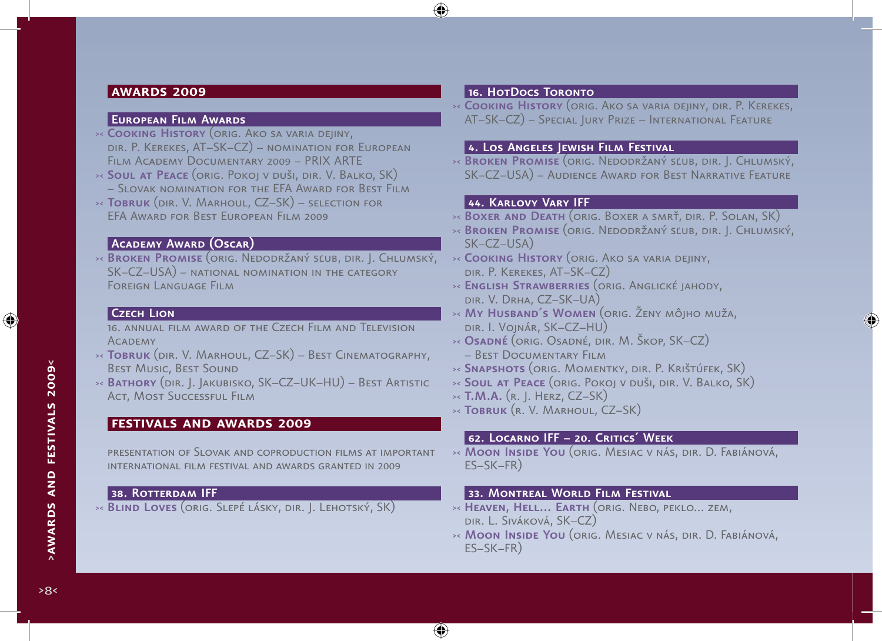## AWARDS 2009

### European Film Awards

- **Cooking History** (orig. Ako sa varia dejiny, dir. P. Kerekes, AT–SK–CZ) – nomination for European Film Academy Documentary 2009 – PRIX ARTE
- **Soul at Peace** (orig. Pokoj v duši, dir. V. Balko, SK) – Slovak nomination for the EFA Award for Best Film
- **Tobruk** (dir. V. Marhoul, CZ–SK) – selection for EFA Award for Best European Film 2009

### Academy Award (Oscar)

- **Broken Promise** (orig. Nedodržaný sľub, dir. J. Chlumský, SK–CZ–USA) – national nomination in the category Foreign Language Film

### Czech Lion

16. annual film award of the Czech Film and Television Academy

- **Tobruk** (dir. V. Marhoul, CZ–SK) – Best Cinematography, Best Music, Best Sound
- **Bathory** (dir. J. Jakubisko, SK–CZ–UK–HU) – Best Artistic Act, Most Successful Film

## FESTIVALS AND AWARDS 2009

presentation of Slovak and coproduction films at important international film festival and awards granted in 2009

### 38. Rotterdam IFF

- **Blind Loves** (orig. Slepé lásky, dir. J. Lehotský, SK)

### 16. HotDocs Toronto

- **Cooking History** (orig. Ako sa varia dejiny, dir. P. Kerekes, AT–SK–CZ) – Special Jury Prize – International Feature

### 4. Los Angeles Jewish Film Festival

- **Broken Promise** (orig. Nedodržaný sľub, dir. J. Chlumský, SK–CZ–USA) – Audience Award for Best Narrative Feature

### 44. Karlovy Vary IFF

- **Boxer and Death** (orig. Boxer a smrť, dir. P. Solan, SK)
- **Broken Promise** (orig. Nedodržaný sľub, dir. J. Chlumský, SK–CZ–USA)
- **Cooking History** (orig. Ako sa varia dejiny, dir. P. Kerekes, AT–SK–CZ)
- **English Strawberries** (orig. Anglické jahody, dir. V. Drha, CZ–SK–UA)
- **My Husband´s Women** (orig. Ženy môjho muža, dir. I. Vojnár, SK–CZ–HU)
- **Osadné** (orig. Osadné, dir. M. Škop, SK–CZ) – Best Documentary Film
- **Snapshots** (orig. Momentky, dir. P. Krištúfek, SK)
- **Soul at Peace** (orig. Pokoj v duši, dir. V. Balko, SK)
- **T.M.A.** (r. J. Herz, CZ–SK)
- **Tobruk** (r. V. Marhoul, CZ–SK)

### 62. Locarno IFF – 20. Critics´ Week

- **Moon Inside You** (orig. Mesiac v nás, dir. D. Fabiánová, ES–SK–FR)

### 33. Montreal World Film Festival

- **Heaven, Hell... Earth** (orig. Nebo, peklo... zem, dir. L. Siváková, SK–CZ)
- **Moon Inside You** (orig. Mesiac v nás, dir. D. Fabiánová, ES–SK–FR)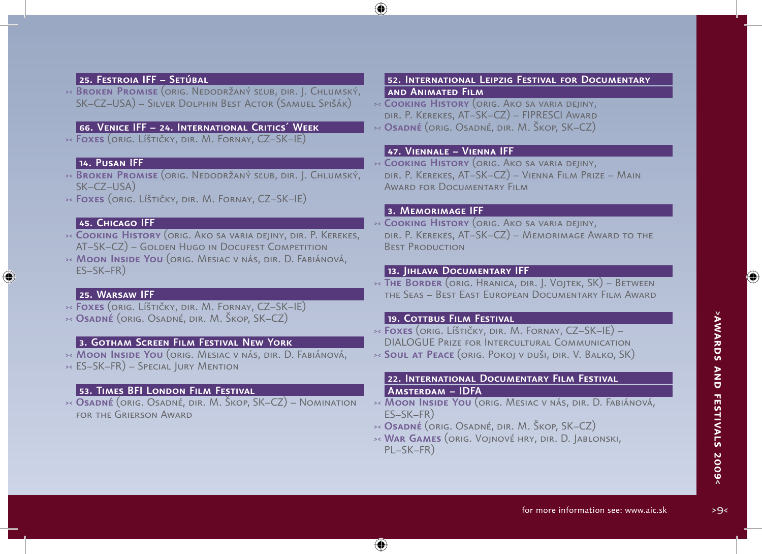## 25. Festroia IFF – Setúbal

- **Broken Promise** (orig. Nedodržaný sľub, dir. J. Chlumský, SK–CZ–USA) – Silver Dolphin Best Actor (Samuel Spišák)

## 66. Venice IFF – 24. International Critics´ Week

- **Foxes** (orig. Líštičky, dir. M. Fornay, CZ–SK–IE)

## 14. Pusan IFF

- **Broken Promise** (orig. Nedodržaný sľub, dir. J. Chlumský, SK–CZ–USA)
- **Foxes** (orig. Líštičky, dir. M. Fornay, CZ–SK–IE)

## 45. Chicago IFF

- **Cooking History** (orig. Ako sa varia dejiny, dir. P. Kerekes, AT–SK–CZ) – Golden Hugo in Docufest Competition
- **Moon Inside You** (orig. Mesiac v nás, dir. D. Fabiánová, ES–SK–FR)

## 25. Warsaw IFF

- **Foxes** (orig. Líštičky, dir. M. Fornay, CZ–SK–IE)
- **Osadné** (orig. Osadné, dir. M. Škop, SK–CZ)

## 3. Gotham Screen Film Festival New York

- **Moon Inside You** (orig. Mesiac v nás, dir. D. Fabiánová,
- ES–SK–FR) – Special Jury Mention

## 53. Times BFI London Film Festival

- **Osadné** (orig. Osadné, dir. M. Škop, SK–CZ) – Nomination for the Grierson Award

## 52. International Leipzig Festival for Documentary and Animated Film

- **Cooking History** (orig. Ako sa varia dejiny, dir. P. Kerekes, AT–SK–CZ) – FIPRESCI Award
- **Osadné** (orig. Osadné, dir. M. Škop, SK–CZ)

## 47. Viennale – Vienna IFF

- **Cooking History** (orig. Ako sa varia dejiny, dir. P. Kerekes, AT–SK–CZ) – Vienna Film Prize – Main Award for Documentary Film

## 3. Memorimage IFF

- **Cooking History** (orig. Ako sa varia dejiny, dir. P. Kerekes, AT–SK–CZ) – Memorimage Award to the Best Production

## 13. Jihlava Documentary IFF

- **The Border** (orig. Hranica, dir. J. Vojtek, SK) – Between the Seas – Best East European Documentary Film Award

## 19. Cottbus Film Festival

- **Foxes** (orig. Líštičky, dir. M. Fornay, CZ–SK–IE) – DIALOGUE Prize for Intercultural Communication
- **Soul at Peace** (orig. Pokoj v duši, dir. V. Balko, SK)

## 22. International Documentary Film Festival Amsterdam – IDFA

- **Moon Inside You** (orig. Mesiac v nás, dir. D. Fabiánová, ES–SK–FR)
- **Osadné** (orig. Osadné, dir. M. Škop, SK–CZ)
- **War Games** (orig. Vojnové hry, dir. D. Jablonski, PL–SK–FR)

for more information see: www.aic.sk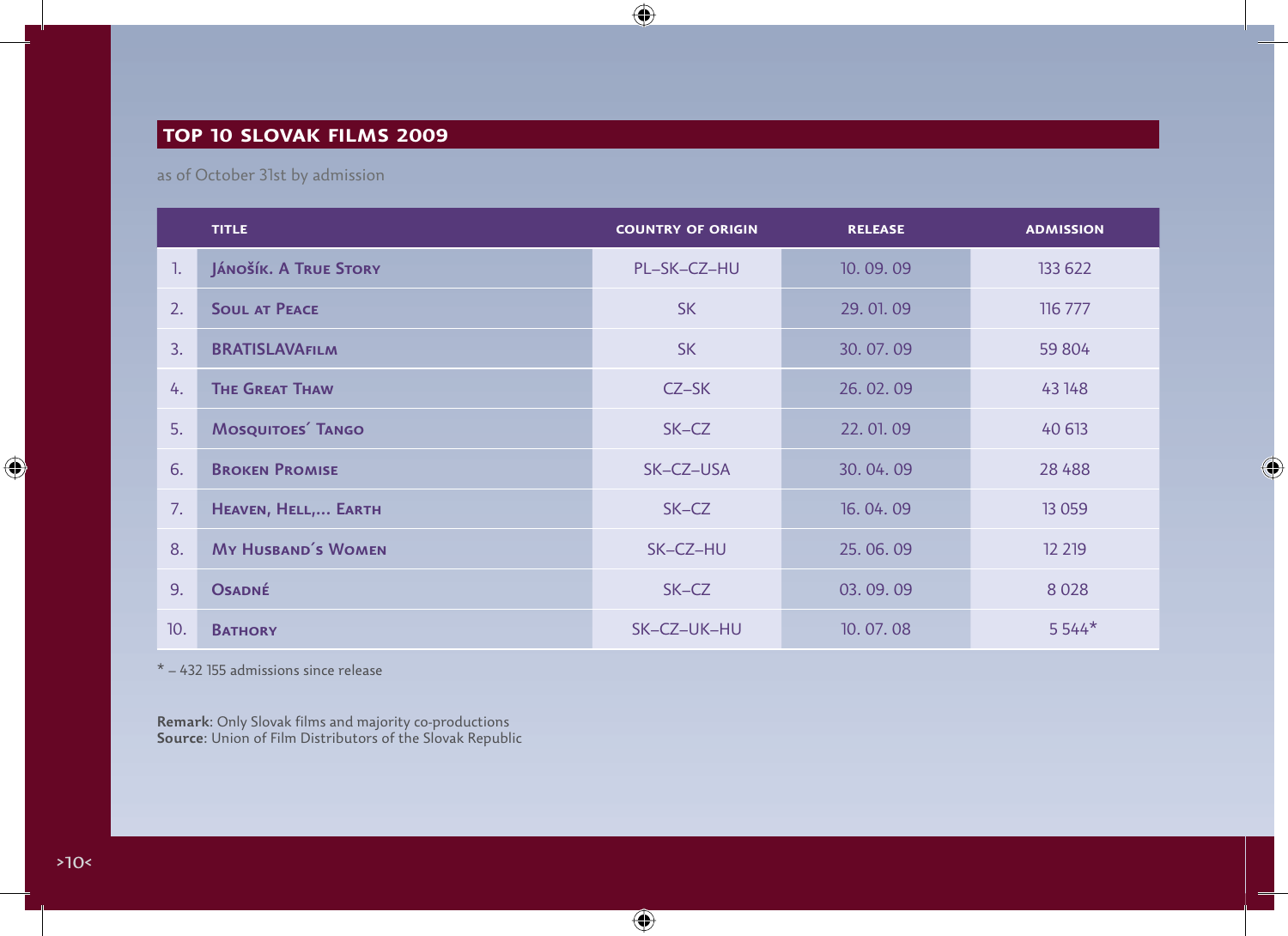## TOP 10 SLOVAK FILMS 2009

as of October 31st by admission

| | TITLE | COUNTRY OF ORIGIN | RELEASE | ADMISSION |
|---|---|---|---|---|
| 1. | Jánošík. A True Story | PL–SK–CZ–HU | 10. 09. 09 | 133 622 |
| 2. | Soul at Peace | SK | 29. 01. 09 | 116 777 |
| 3. | BRATISLAVAfilm | SK | 30. 07. 09 | 59 804 |
| 4. | The Great Thaw | CZ–SK | 26. 02. 09 | 43 148 |
| 5. | Mosquitoes´ Tango | SK–CZ | 22. 01. 09 | 40 613 |
| 6. | Broken Promise | SK–CZ–USA | 30. 04. 09 | 28 488 |
| 7. | Heaven, Hell,... Earth | SK–CZ | 16. 04. 09 | 13 059 |
| 8. | My Husband´s Women | SK–CZ–HU | 25. 06. 09 | 12 219 |
| 9. | Osadné | SK–CZ | 03. 09. 09 | 8 028 |
| 10. | Bathory | SK–CZ–UK–HU | 10. 07. 08 | 5 544* |

* – 432 155 admissions since release

**Remark**: Only Slovak films and majority co-productions
**Source**: Union of Film Distributors of the Slovak Republic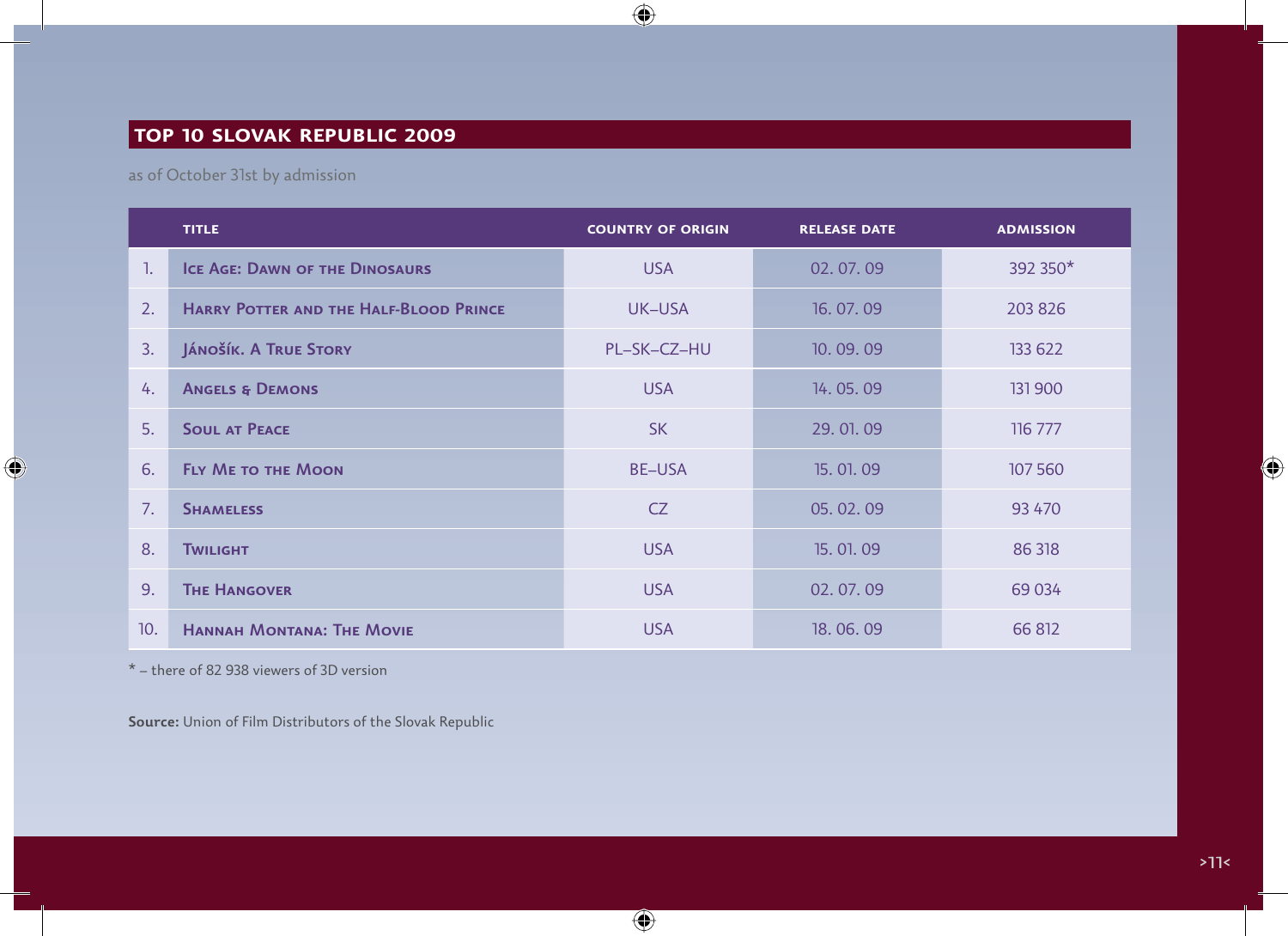## TOP 10 SLOVAK REPUBLIC 2009

as of October 31st by admission

| | TITLE | COUNTRY OF ORIGIN | RELEASE DATE | ADMISSION |
|---|---|---|---|---|
| 1. | Ice Age: Dawn of the Dinosaurs | USA | 02. 07. 09 | 392 350* |
| 2. | Harry Potter and the Half-Blood Prince | UK–USA | 16. 07. 09 | 203 826 |
| 3. | Jánošík. A True Story | PL–SK–CZ–HU | 10. 09. 09 | 133 622 |
| 4. | Angels & Demons | USA | 14. 05. 09 | 131 900 |
| 5. | Soul at Peace | SK | 29. 01. 09 | 116 777 |
| 6. | Fly Me to the Moon | BE–USA | 15. 01. 09 | 107 560 |
| 7. | Shameless | CZ | 05. 02. 09 | 93 470 |
| 8. | Twilight | USA | 15. 01. 09 | 86 318 |
| 9. | The Hangover | USA | 02. 07. 09 | 69 034 |
| 10. | Hannah Montana: The Movie | USA | 18. 06. 09 | 66 812 |

* – there of 82 938 viewers of 3D version

**Source:** Union of Film Distributors of the Slovak Republic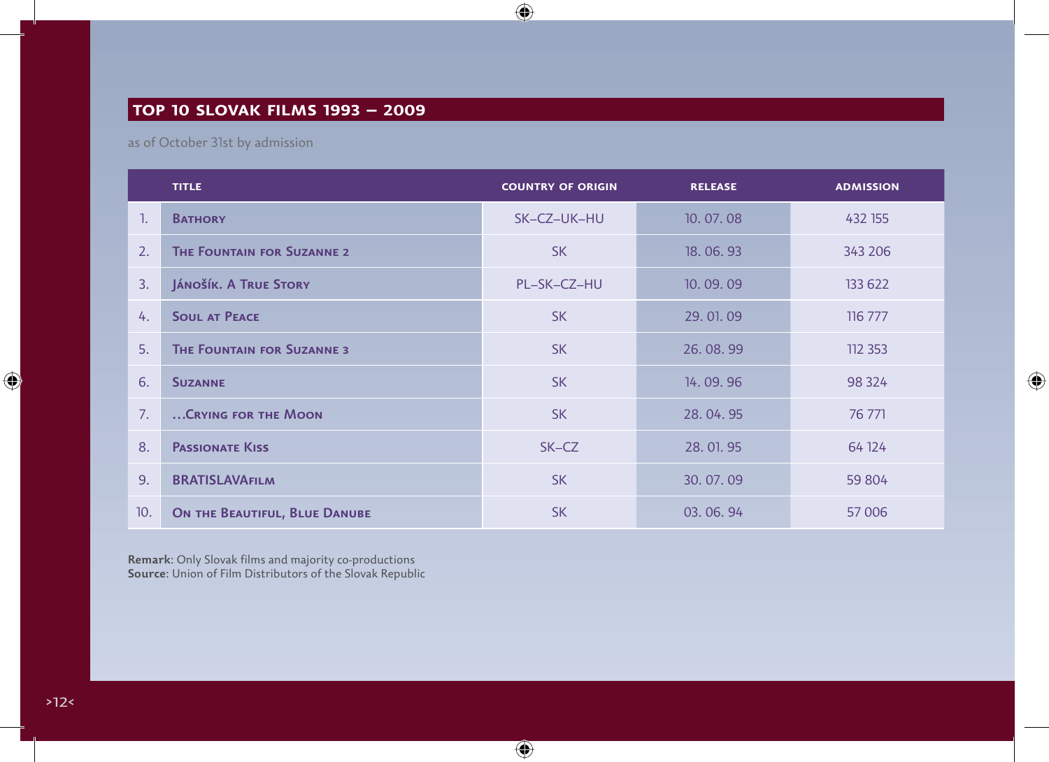## TOP 10 SLOVAK FILMS 1993 – 2009

as of October 31st by admission

| | TITLE | COUNTRY OF ORIGIN | RELEASE | ADMISSION |
|---|---|---|---|---|
| 1. | Bathory | SK–CZ–UK–HU | 10. 07. 08 | 432 155 |
| 2. | The Fountain for Suzanne 2 | SK | 18. 06. 93 | 343 206 |
| 3. | Jánošík. A True Story | PL–SK–CZ–HU | 10. 09. 09 | 133 622 |
| 4. | Soul at Peace | SK | 29. 01. 09 | 116 777 |
| 5. | The Fountain for Suzanne 3 | SK | 26. 08. 99 | 112 353 |
| 6. | Suzanne | SK | 14. 09. 96 | 98 324 |
| 7. | ...Crying for the Moon | SK | 28. 04. 95 | 76 771 |
| 8. | Passionate Kiss | SK–CZ | 28. 01. 95 | 64 124 |
| 9. | BRATISLAVAfilm | SK | 30. 07. 09 | 59 804 |
| 10. | On the Beautiful, Blue Danube | SK | 03. 06. 94 | 57 006 |

**Remark**: Only Slovak films and majority co-productions
**Source**: Union of Film Distributors of the Slovak Republic